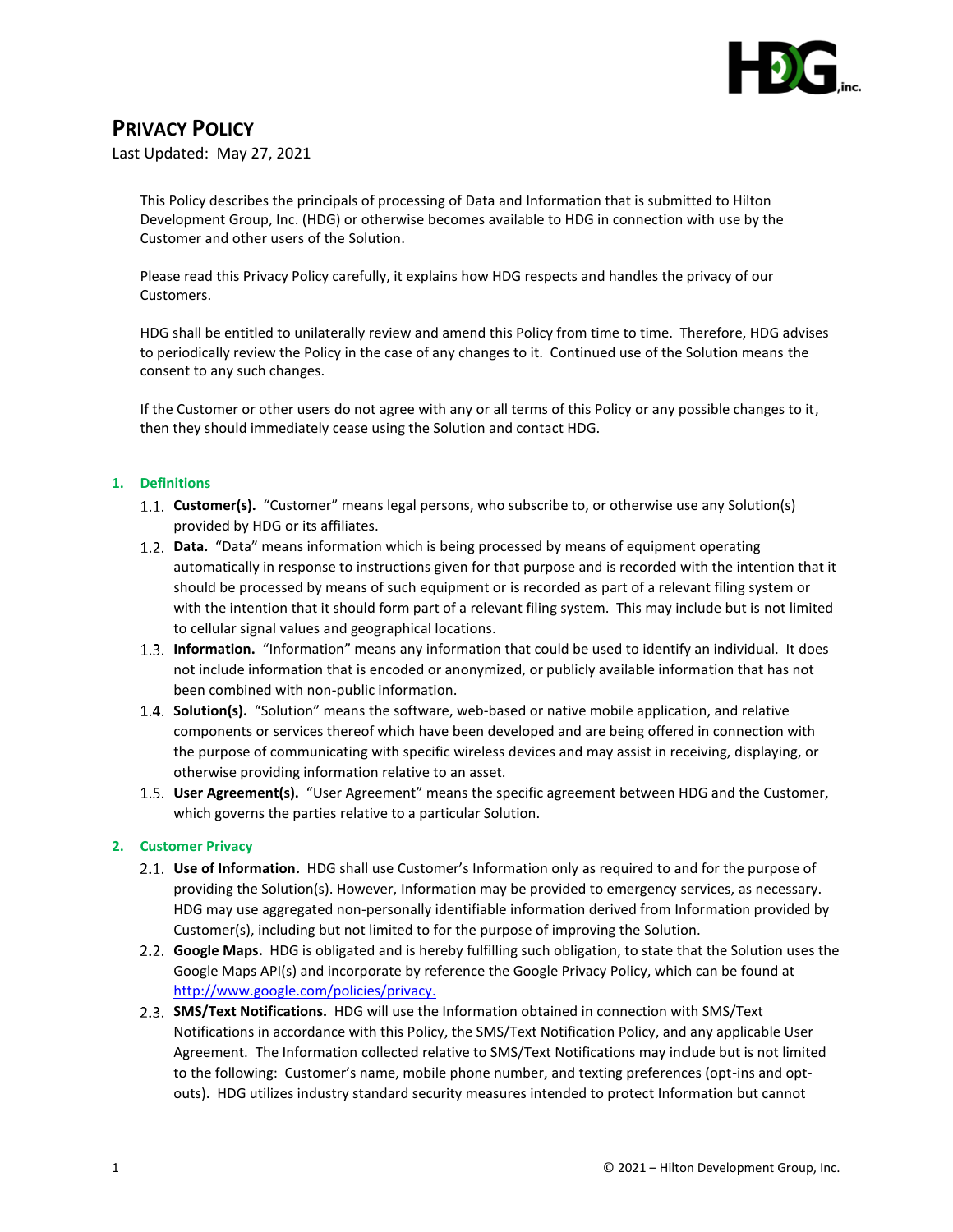# PRIVACY POLICY

Last Updated: May 27, 2021

This Policy describes the principals of processing of Data and Information that is submitted to Hilton Development Group, Inc. (HDG) or otherwise becomes available to HDG in connection with use by the Customer and other users of the Solution.

Please read this Privacy Policy carefully, it explains how HDG respects and handles the privacy of our Customers.

HDG shall be entitled to unilaterally review and amend this Policy from time to time. Therefore, HDG advises to periodically review the Policy in the case of any changes to it. Continued use of the Solution means the consent to any such changes.

If the Customer or other users do not agree with any or all terms of this Policy or any possible changes to it, then they should immediately cease using the Solution and contact HDG.

## 1. Definitions

1.1. **Customer(s).** "Customer" means legal persons, who subscribe to, or otherwise use any Solution(s) provided by HDG or its affiliates.

1.2. **Data.** "Data" means information which is being processed by means of equipment operating automatically in response to instructions given for that purpose and is recorded with the intention that it should be processed by means of such equipment or is recorded as part of a relevant filing system or with the intention that it should form part of a relevant filing system. This may include but is not limited to cellular signal values and geographical locations.

1.3. **Information.** "Information" means any information that could be used to identify an individual. It does not include information that is encoded or anonymized, or publicly available information that has not been combined with non-public information.

1.4. **Solution(s).** "Solution" means the software, web-based or native mobile application, and relative components or services thereof which have been developed and are being offered in connection with the purpose of communicating with specific wireless devices and may assist in receiving, displaying, or otherwise providing information relative to an asset.

1.5. **User Agreement(s).** "User Agreement" means the specific agreement between HDG and the Customer, which governs the parties relative to a particular Solution.

## 2. Customer Privacy

2.1. **Use of Information.** HDG shall use Customer's Information only as required to and for the purpose of providing the Solution(s). However, Information may be provided to emergency services, as necessary. HDG may use aggregated non-personally identifiable information derived from Information provided by Customer(s), including but not limited to for the purpose of improving the Solution.

2.2. **Google Maps.** HDG is obligated and is hereby fulfilling such obligation, to state that the Solution uses the Google Maps API(s) and incorporate by reference the Google Privacy Policy, which can be found at [http://www.google.com/policies/privacy.](http://www.google.com/policies/privacy)

2.3. **SMS/Text Notifications.** HDG will use the Information obtained in connection with SMS/Text Notifications in accordance with this Policy, the SMS/Text Notification Policy, and any applicable User Agreement. The Information collected relative to SMS/Text Notifications may include but is not limited to the following: Customer's name, mobile phone number, and texting preferences (opt-ins and opt-outs). HDG utilizes industry standard security measures intended to protect Information but cannot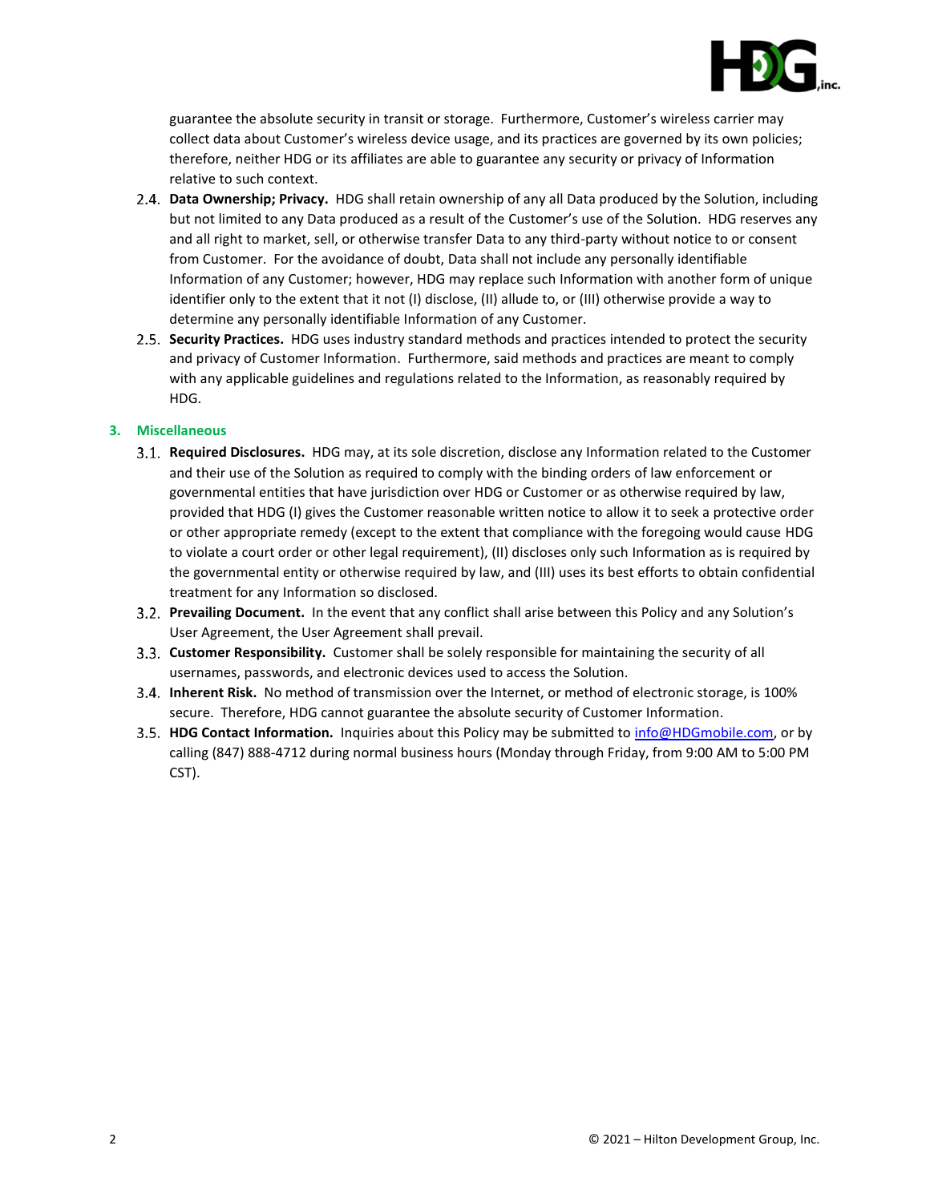guarantee the absolute security in transit or storage. Furthermore, Customer's wireless carrier may collect data about Customer's wireless device usage, and its practices are governed by its own policies; therefore, neither HDG or its affiliates are able to guarantee any security or privacy of Information relative to such context.

2.4. **Data Ownership; Privacy.** HDG shall retain ownership of any all Data produced by the Solution, including but not limited to any Data produced as a result of the Customer's use of the Solution. HDG reserves any and all right to market, sell, or otherwise transfer Data to any third-party without notice to or consent from Customer. For the avoidance of doubt, Data shall not include any personally identifiable Information of any Customer; however, HDG may replace such Information with another form of unique identifier only to the extent that it not (I) disclose, (II) allude to, or (III) otherwise provide a way to determine any personally identifiable Information of any Customer.

2.5. **Security Practices.** HDG uses industry standard methods and practices intended to protect the security and privacy of Customer Information. Furthermore, said methods and practices are meant to comply with any applicable guidelines and regulations related to the Information, as reasonably required by HDG.

## 3. Miscellaneous

3.1. **Required Disclosures.** HDG may, at its sole discretion, disclose any Information related to the Customer and their use of the Solution as required to comply with the binding orders of law enforcement or governmental entities that have jurisdiction over HDG or Customer or as otherwise required by law, provided that HDG (I) gives the Customer reasonable written notice to allow it to seek a protective order or other appropriate remedy (except to the extent that compliance with the foregoing would cause HDG to violate a court order or other legal requirement), (II) discloses only such Information as is required by the governmental entity or otherwise required by law, and (III) uses its best efforts to obtain confidential treatment for any Information so disclosed.

3.2. **Prevailing Document.** In the event that any conflict shall arise between this Policy and any Solution's User Agreement, the User Agreement shall prevail.

3.3. **Customer Responsibility.** Customer shall be solely responsible for maintaining the security of all usernames, passwords, and electronic devices used to access the Solution.

3.4. **Inherent Risk.** No method of transmission over the Internet, or method of electronic storage, is 100% secure. Therefore, HDG cannot guarantee the absolute security of Customer Information.

3.5. **HDG Contact Information.** Inquiries about this Policy may be submitted to info@HDGmobile.com, or by calling (847) 888-4712 during normal business hours (Monday through Friday, from 9:00 AM to 5:00 PM CST).

© 2021 – Hilton Development Group, Inc.